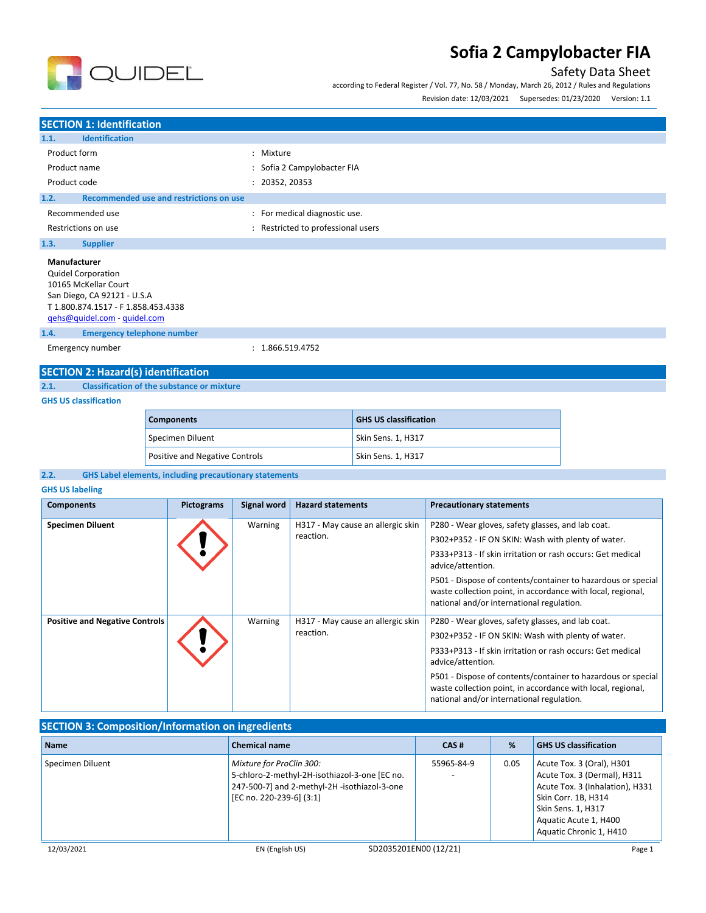# Sofia 2 Campylobacter FIA

Safety Data Sheet

according to Federal Register / Vol. 77, No. 58 / Monday, March 26, 2012 / Rules and Regulations

Revision date: 12/03/2021 Supersedes: 01/23/2020 Version: 1.1

## SECTION 1: Identification

### 1.1. Identification

Product form : Mixture

Product name : Sofia 2 Campylobacter FIA

Product code : 20352, 20353

### 1.2. Recommended use and restrictions on use

Recommended use : For medical diagnostic use.

Restrictions on use : Restricted to professional users

### 1.3. Supplier

**Manufacturer**
Quidel Corporation
10165 McKellar Court
San Diego, CA 92121 - U.S.A
T 1.800.874.1517 - F 1.858.453.4338
qehs@quidel.com - quidel.com

### 1.4. Emergency telephone number

Emergency number : 1.866.519.4752

## SECTION 2: Hazard(s) identification

### 2.1. Classification of the substance or mixture

**GHS US classification**

| Components | GHS US classification |
|---|---|
| Specimen Diluent | Skin Sens. 1, H317 |
| Positive and Negative Controls | Skin Sens. 1, H317 |

### 2.2. GHS Label elements, including precautionary statements

**GHS US labeling**

| Components | Pictograms | Signal word | Hazard statements | Precautionary statements |
|---|---|---|---|---|
| **Specimen Diluent** | GHS07 | Warning | H317 - May cause an allergic skin reaction. | P280 - Wear gloves, safety glasses, and lab coat.<br>P302+P352 - IF ON SKIN: Wash with plenty of water.<br>P333+P313 - If skin irritation or rash occurs: Get medical advice/attention.<br>P501 - Dispose of contents/container to hazardous or special waste collection point, in accordance with local, regional, national and/or international regulation. |
| **Positive and Negative Controls** | GHS07 | Warning | H317 - May cause an allergic skin reaction. | P280 - Wear gloves, safety glasses, and lab coat.<br>P302+P352 - IF ON SKIN: Wash with plenty of water.<br>P333+P313 - If skin irritation or rash occurs: Get medical advice/attention.<br>P501 - Dispose of contents/container to hazardous or special waste collection point, in accordance with local, regional, national and/or international regulation. |

## SECTION 3: Composition/Information on ingredients

| Name | Chemical name | CAS # | % | GHS US classification |
|---|---|---|---|---|
| Specimen Diluent | *Mixture for ProClin 300:* 5-chloro-2-methyl-2H-isothiazol-3-one [EC no. 247-500-7] and 2-methyl-2H -isothiazol-3-one [EC no. 220-239-6] (3:1) | 55965-84-9<br>- | 0.05 | Acute Tox. 3 (Oral), H301<br>Acute Tox. 3 (Dermal), H311<br>Acute Tox. 3 (Inhalation), H331<br>Skin Corr. 1B, H314<br>Skin Sens. 1, H317<br>Aquatic Acute 1, H400<br>Aquatic Chronic 1, H410 |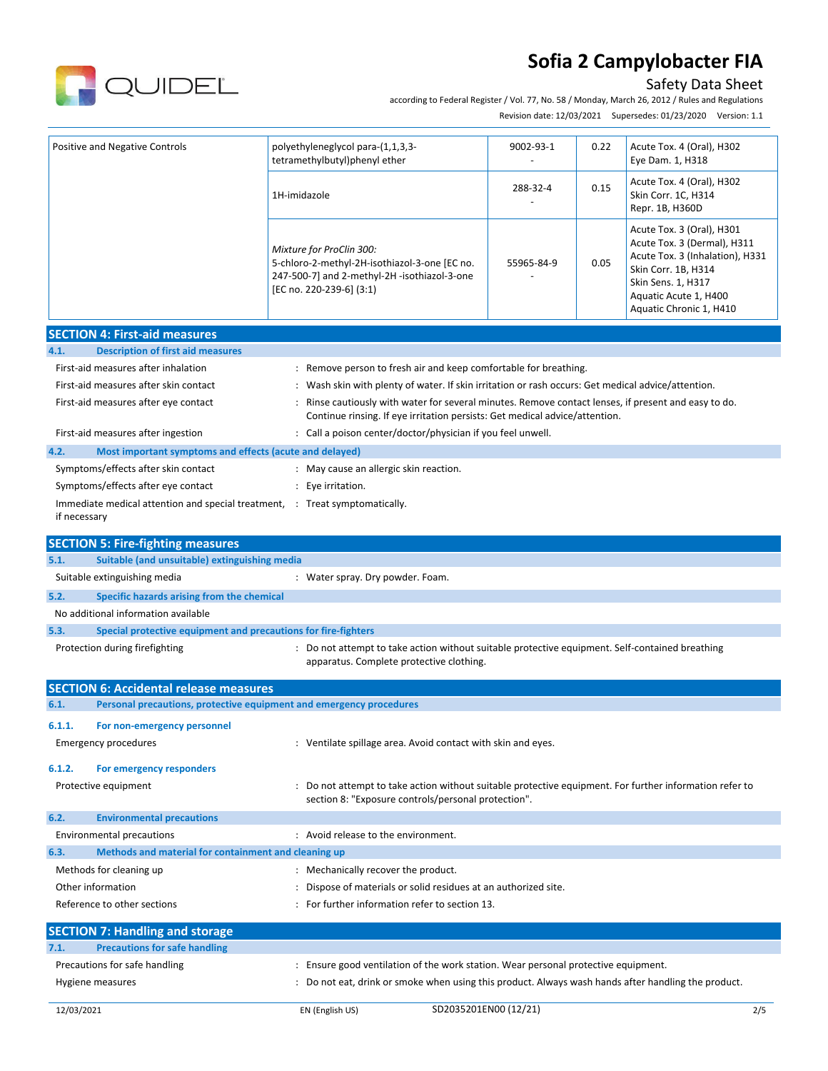| Positive and Negative Controls | polyethyleneglycol para-(1,1,3,3-tetramethylbutyl)phenyl ether | 9002-93-1<br>- | 0.22 | Acute Tox. 4 (Oral), H302<br>Eye Dam. 1, H318 |
|---|---|---|---|---|
| | 1H-imidazole | 288-32-4<br>- | 0.15 | Acute Tox. 4 (Oral), H302<br>Skin Corr. 1C, H314<br>Repr. 1B, H360D |
| | *Mixture for ProClin 300:*<br>5-chloro-2-methyl-2H-isothiazol-3-one [EC no. 247-500-7] and 2-methyl-2H -isothiazol-3-one [EC no. 220-239-6] (3:1) | 55965-84-9<br>- | 0.05 | Acute Tox. 3 (Oral), H301<br>Acute Tox. 3 (Dermal), H311<br>Acute Tox. 3 (Inhalation), H331<br>Skin Corr. 1B, H314<br>Skin Sens. 1, H317<br>Aquatic Acute 1, H400<br>Aquatic Chronic 1, H410 |

## SECTION 4: First-aid measures

### 4.1. Description of first aid measures

First-aid measures after inhalation : Remove person to fresh air and keep comfortable for breathing.

First-aid measures after skin contact : Wash skin with plenty of water. If skin irritation or rash occurs: Get medical advice/attention.

First-aid measures after eye contact : Rinse cautiously with water for several minutes. Remove contact lenses, if present and easy to do. Continue rinsing. If eye irritation persists: Get medical advice/attention.

First-aid measures after ingestion : Call a poison center/doctor/physician if you feel unwell.

### 4.2. Most important symptoms and effects (acute and delayed)

Symptoms/effects after skin contact : May cause an allergic skin reaction.

Symptoms/effects after eye contact : Eye irritation.

Immediate medical attention and special treatment, if necessary : Treat symptomatically.

## SECTION 5: Fire-fighting measures

### 5.1. Suitable (and unsuitable) extinguishing media

Suitable extinguishing media : Water spray. Dry powder. Foam.

### 5.2. Specific hazards arising from the chemical

No additional information available

### 5.3. Special protective equipment and precautions for fire-fighters

Protection during firefighting : Do not attempt to take action without suitable protective equipment. Self-contained breathing apparatus. Complete protective clothing.

## SECTION 6: Accidental release measures

### 6.1. Personal precautions, protective equipment and emergency procedures

#### 6.1.1. For non-emergency personnel

Emergency procedures : Ventilate spillage area. Avoid contact with skin and eyes.

#### 6.1.2. For emergency responders

Protective equipment : Do not attempt to take action without suitable protective equipment. For further information refer to section 8: "Exposure controls/personal protection".

### 6.2. Environmental precautions

Environmental precautions : Avoid release to the environment.

### 6.3. Methods and material for containment and cleaning up

Methods for cleaning up : Mechanically recover the product.

Other information : Dispose of materials or solid residues at an authorized site.

Reference to other sections : For further information refer to section 13.

## SECTION 7: Handling and storage

### 7.1. Precautions for safe handling

Precautions for safe handling : Ensure good ventilation of the work station. Wear personal protective equipment.

Hygiene measures : Do not eat, drink or smoke when using this product. Always wash hands after handling the product.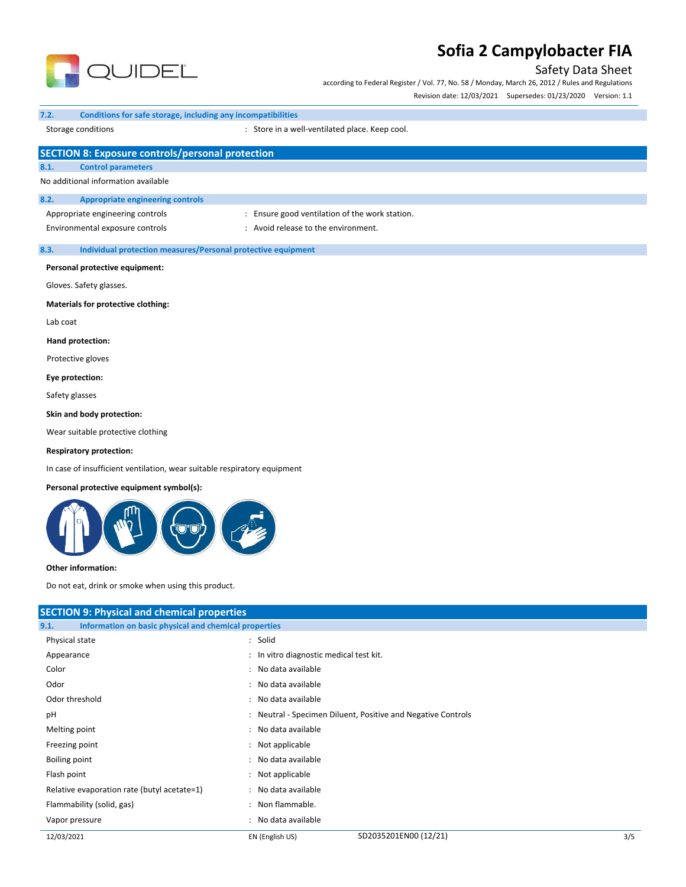### 7.2. Conditions for safe storage, including any incompatibilities

| | |
|---|---|
| Storage conditions | : Store in a well-ventilated place. Keep cool. |

## SECTION 8: Exposure controls/personal protection

### 8.1. Control parameters

No additional information available

### 8.2. Appropriate engineering controls

| | |
|---|---|
| Appropriate engineering controls | : Ensure good ventilation of the work station. |
| Environmental exposure controls | : Avoid release to the environment. |

### 8.3. Individual protection measures/Personal protective equipment

**Personal protective equipment:**

Gloves. Safety glasses.

**Materials for protective clothing:**

Lab coat

**Hand protection:**

Protective gloves

**Eye protection:**

Safety glasses

**Skin and body protection:**

Wear suitable protective clothing

**Respiratory protection:**

In case of insufficient ventilation, wear suitable respiratory equipment

**Personal protective equipment symbol(s):**

**Other information:**

Do not eat, drink or smoke when using this product.

## SECTION 9: Physical and chemical properties

### 9.1. Information on basic physical and chemical properties

| | |
|---|---|
| Physical state | : Solid |
| Appearance | : In vitro diagnostic medical test kit. |
| Color | : No data available |
| Odor | : No data available |
| Odor threshold | : No data available |
| pH | : Neutral - Specimen Diluent, Positive and Negative Controls |
| Melting point | : No data available |
| Freezing point | : Not applicable |
| Boiling point | : No data available |
| Flash point | : Not applicable |
| Relative evaporation rate (butyl acetate=1) | : No data available |
| Flammability (solid, gas) | : Non flammable. |
| Vapor pressure | : No data available |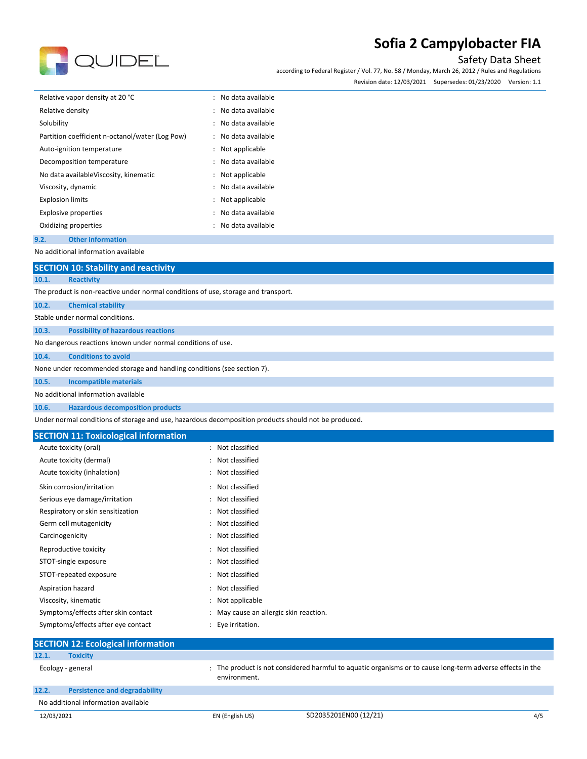| | | |
|---|---|---|
| Relative vapor density at 20 °C | : | No data available |
| Relative density | : | No data available |
| Solubility | : | No data available |
| Partition coefficient n-octanol/water (Log Pow) | : | No data available |
| Auto-ignition temperature | : | Not applicable |
| Decomposition temperature | : | No data available |
| No data availableViscosity, kinematic | : | Not applicable |
| Viscosity, dynamic | : | No data available |
| Explosion limits | : | Not applicable |
| Explosive properties | : | No data available |
| Oxidizing properties | : | No data available |

### 9.2. Other information

No additional information available

## SECTION 10: Stability and reactivity

### 10.1. Reactivity

The product is non-reactive under normal conditions of use, storage and transport.

### 10.2. Chemical stability

Stable under normal conditions.

### 10.3. Possibility of hazardous reactions

No dangerous reactions known under normal conditions of use.

### 10.4. Conditions to avoid

None under recommended storage and handling conditions (see section 7).

### 10.5. Incompatible materials

No additional information available

### 10.6. Hazardous decomposition products

Under normal conditions of storage and use, hazardous decomposition products should not be produced.

## SECTION 11: Toxicological information

| | | |
|---|---|---|
| Acute toxicity (oral) | : | Not classified |
| Acute toxicity (dermal) | : | Not classified |
| Acute toxicity (inhalation) | : | Not classified |
| Skin corrosion/irritation | : | Not classified |
| Serious eye damage/irritation | : | Not classified |
| Respiratory or skin sensitization | : | Not classified |
| Germ cell mutagenicity | : | Not classified |
| Carcinogenicity | : | Not classified |
| Reproductive toxicity | : | Not classified |
| STOT-single exposure | : | Not classified |
| STOT-repeated exposure | : | Not classified |
| Aspiration hazard | : | Not classified |
| Viscosity, kinematic | : | Not applicable |
| Symptoms/effects after skin contact | : | May cause an allergic skin reaction. |
| Symptoms/effects after eye contact | : | Eye irritation. |

## SECTION 12: Ecological information

### 12.1. Toxicity

| | | |
|---|---|---|
| Ecology - general | : | The product is not considered harmful to aquatic organisms or to cause long-term adverse effects in the environment. |

### 12.2. Persistence and degradability

No additional information available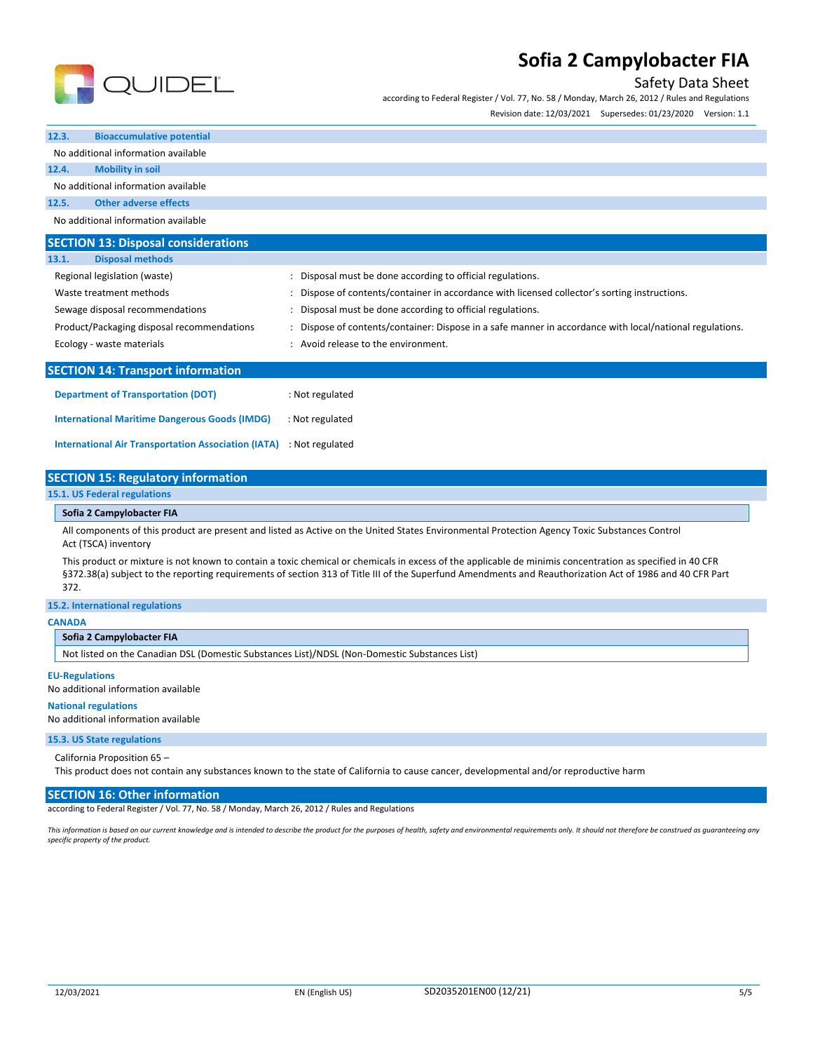### 12.3. Bioaccumulative potential

No additional information available

### 12.4. Mobility in soil

No additional information available

### 12.5. Other adverse effects

No additional information available

## SECTION 13: Disposal considerations

### 13.1. Disposal methods

| | |
|---|---|
| Regional legislation (waste) | : Disposal must be done according to official regulations. |
| Waste treatment methods | : Dispose of contents/container in accordance with licensed collector's sorting instructions. |
| Sewage disposal recommendations | : Disposal must be done according to official regulations. |
| Product/Packaging disposal recommendations | : Dispose of contents/container: Dispose in a safe manner in accordance with local/national regulations. |
| Ecology - waste materials | : Avoid release to the environment. |

## SECTION 14: Transport information

| | |
|---|---|
| **Department of Transportation (DOT)** | : Not regulated |
| **International Maritime Dangerous Goods (IMDG)** | : Not regulated |
| **International Air Transportation Association (IATA)** | : Not regulated |

## SECTION 15: Regulatory information

### 15.1. US Federal regulations

**Sofia 2 Campylobacter FIA**

All components of this product are present and listed as Active on the United States Environmental Protection Agency Toxic Substances Control Act (TSCA) inventory

This product or mixture is not known to contain a toxic chemical or chemicals in excess of the applicable de minimis concentration as specified in 40 CFR §372.38(a) subject to the reporting requirements of section 313 of Title III of the Superfund Amendments and Reauthorization Act of 1986 and 40 CFR Part 372.

### 15.2. International regulations

**CANADA**

**Sofia 2 Campylobacter FIA**

Not listed on the Canadian DSL (Domestic Substances List)/NDSL (Non-Domestic Substances List)

**EU-Regulations**

No additional information available

**National regulations**

No additional information available

### 15.3. US State regulations

California Proposition 65 –
This product does not contain any substances known to the state of California to cause cancer, developmental and/or reproductive harm

## SECTION 16: Other information

according to Federal Register / Vol. 77, No. 58 / Monday, March 26, 2012 / Rules and Regulations

*This information is based on our current knowledge and is intended to describe the product for the purposes of health, safety and environmental requirements only. It should not therefore be construed as guaranteeing any specific property of the product.*